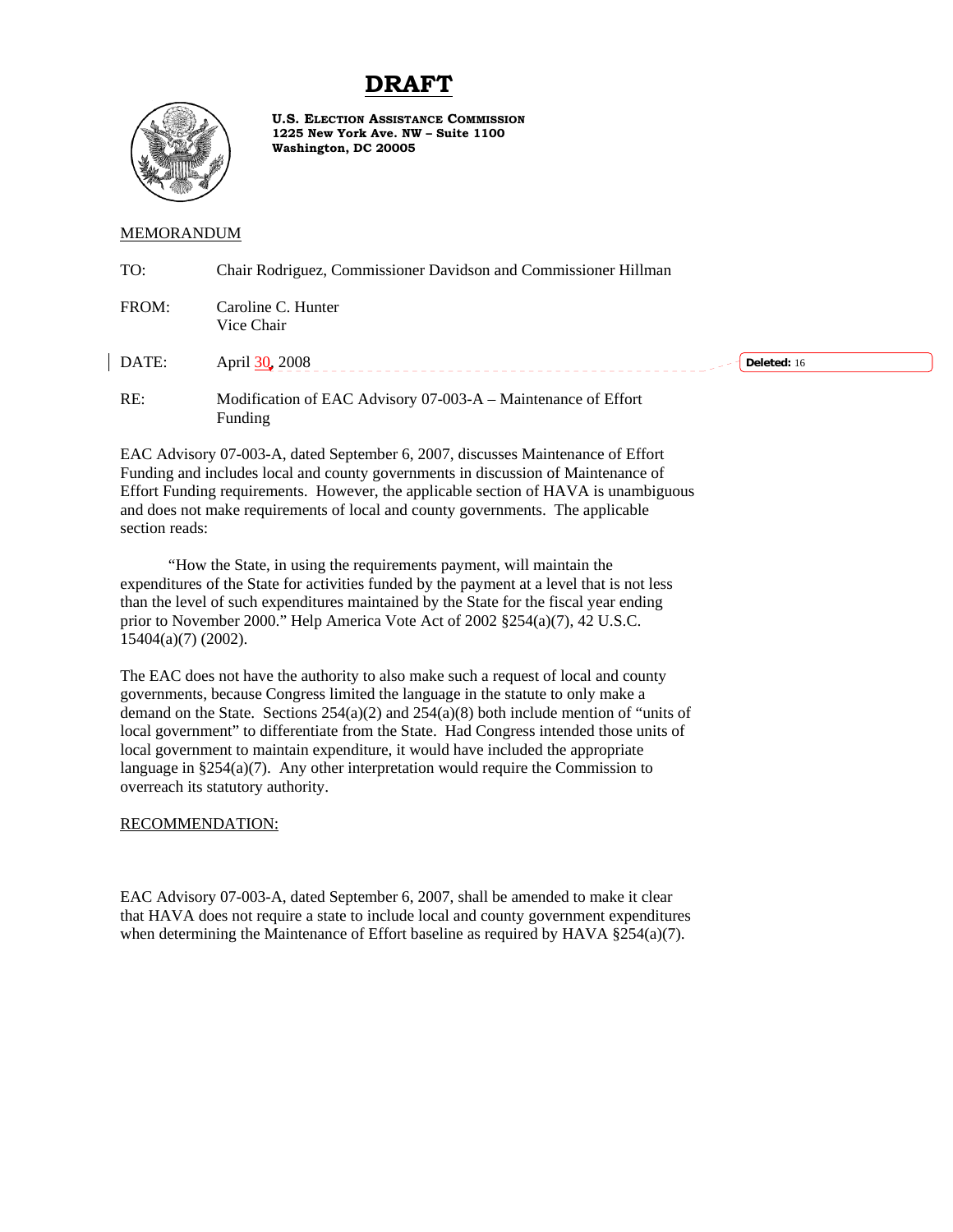# DRAFT

**U.S. ELECTION ASSISTANCE COMMISSION**
**1225 New York Ave. NW – Suite 1100**
**Washington, DC 20005**

MEMORANDUM

TO: Chair Rodriguez, Commissioner Davidson and Commissioner Hillman

FROM: Caroline C. Hunter
Vice Chair

DATE: April 30, 2008

Deleted: 16

RE: Modification of EAC Advisory 07-003-A – Maintenance of Effort Funding

EAC Advisory 07-003-A, dated September 6, 2007, discusses Maintenance of Effort Funding and includes local and county governments in discussion of Maintenance of Effort Funding requirements. However, the applicable section of HAVA is unambiguous and does not make requirements of local and county governments. The applicable section reads:

"How the State, in using the requirements payment, will maintain the expenditures of the State for activities funded by the payment at a level that is not less than the level of such expenditures maintained by the State for the fiscal year ending prior to November 2000." Help America Vote Act of 2002 §254(a)(7), 42 U.S.C. 15404(a)(7) (2002).

The EAC does not have the authority to also make such a request of local and county governments, because Congress limited the language in the statute to only make a demand on the State. Sections 254(a)(2) and 254(a)(8) both include mention of "units of local government" to differentiate from the State. Had Congress intended those units of local government to maintain expenditure, it would have included the appropriate language in §254(a)(7). Any other interpretation would require the Commission to overreach its statutory authority.

RECOMMENDATION:

EAC Advisory 07-003-A, dated September 6, 2007, shall be amended to make it clear that HAVA does not require a state to include local and county government expenditures when determining the Maintenance of Effort baseline as required by HAVA §254(a)(7).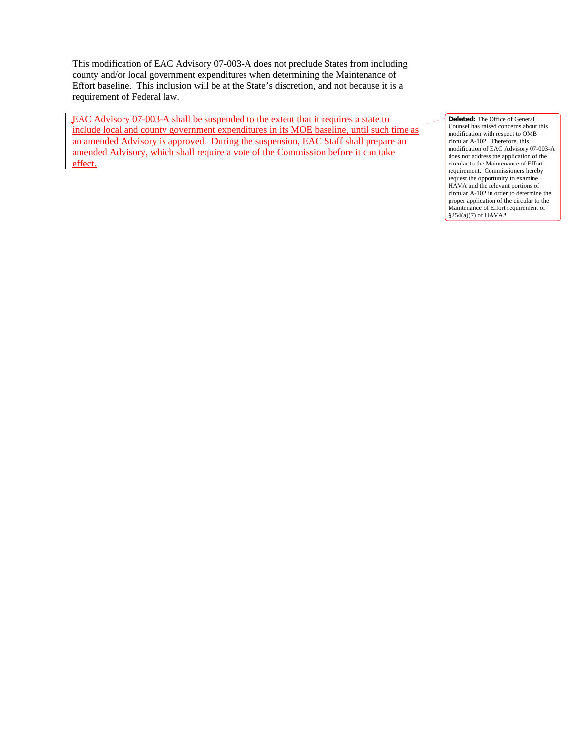This modification of EAC Advisory 07-003-A does not preclude States from including county and/or local government expenditures when determining the Maintenance of Effort baseline. This inclusion will be at the State's discretion, and not because it is a requirement of Federal law.

EAC Advisory 07-003-A shall be suspended to the extent that it requires a state to include local and county government expenditures in its MOE baseline, until such time as an amended Advisory is approved. During the suspension, EAC Staff shall prepare an amended Advisory, which shall require a vote of the Commission before it can take effect.

**Deleted:** The Office of General Counsel has raised concerns about this modification with respect to OMB circular A-102. Therefore, this modification of EAC Advisory 07-003-A does not address the application of the circular to the Maintenance of Effort requirement. Commissioners hereby request the opportunity to examine HAVA and the relevant portions of circular A-102 in order to determine the proper application of the circular to the Maintenance of Effort requirement of §254(a)(7) of HAVA.¶